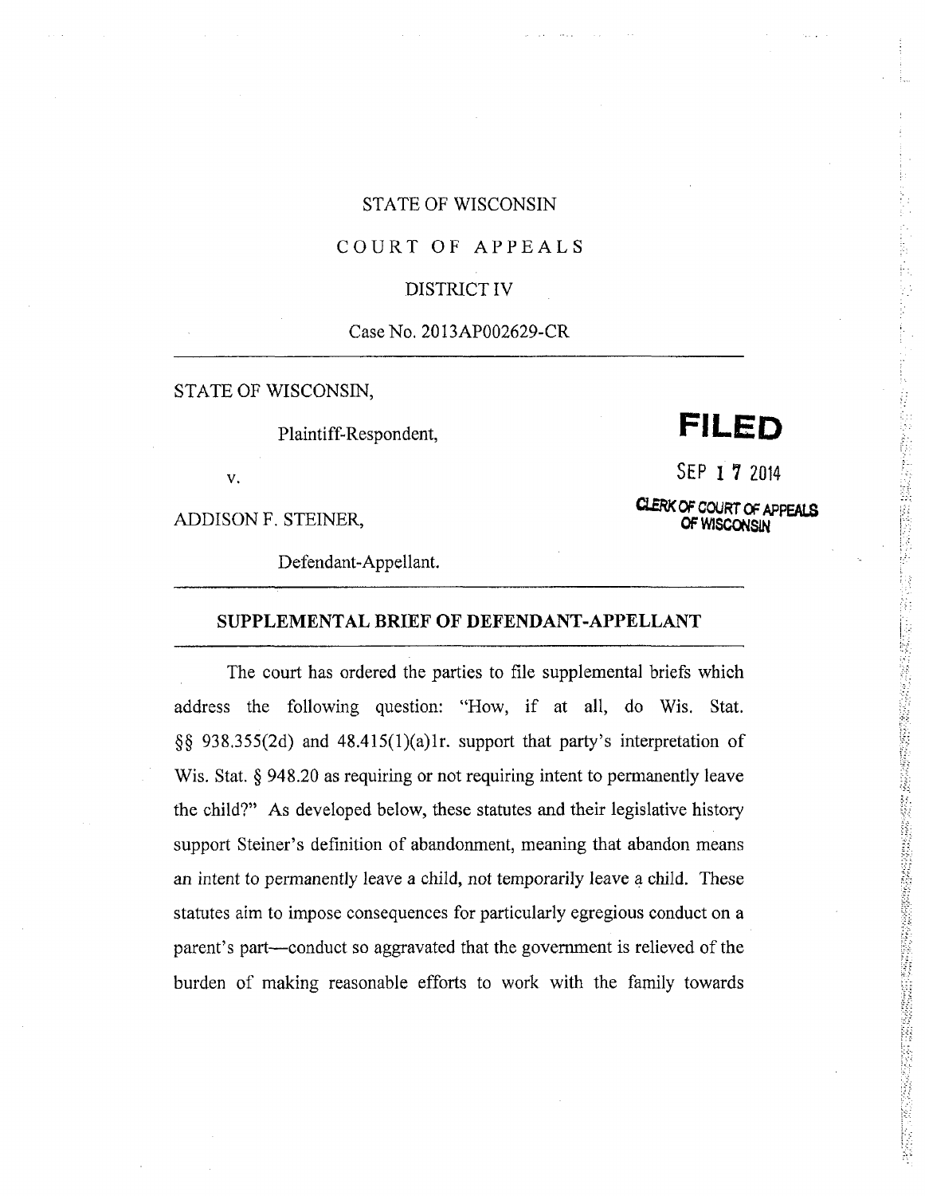STATE OF WISCONSIN

COURT OF APPEALS

DISTRICT IV

Case No. 2013AP002629-CR

---

STATE OF WISCONSIN,

Plaintiff-Respondent,

v.

ADDISON F. STEINER,

Defendant-Appellant.

**FILED**

SEP 1 7 2014

**CLERK OF COURT OF APPEALS OF WISCONSIN**

---

## SUPPLEMENTAL BRIEF OF DEFENDANT-APPELLANT

---

The court has ordered the parties to file supplemental briefs which address the following question: "How, if at all, do Wis. Stat. §§ 938.355(2d) and 48.415(1)(a)1r. support that party's interpretation of Wis. Stat. § 948.20 as requiring or not requiring intent to permanently leave the child?" As developed below, these statutes and their legislative history support Steiner's definition of abandonment, meaning that abandon means an intent to permanently leave a child, not temporarily leave a child. These statutes aim to impose consequences for particularly egregious conduct on a parent's part—conduct so aggravated that the government is relieved of the burden of making reasonable efforts to work with the family towards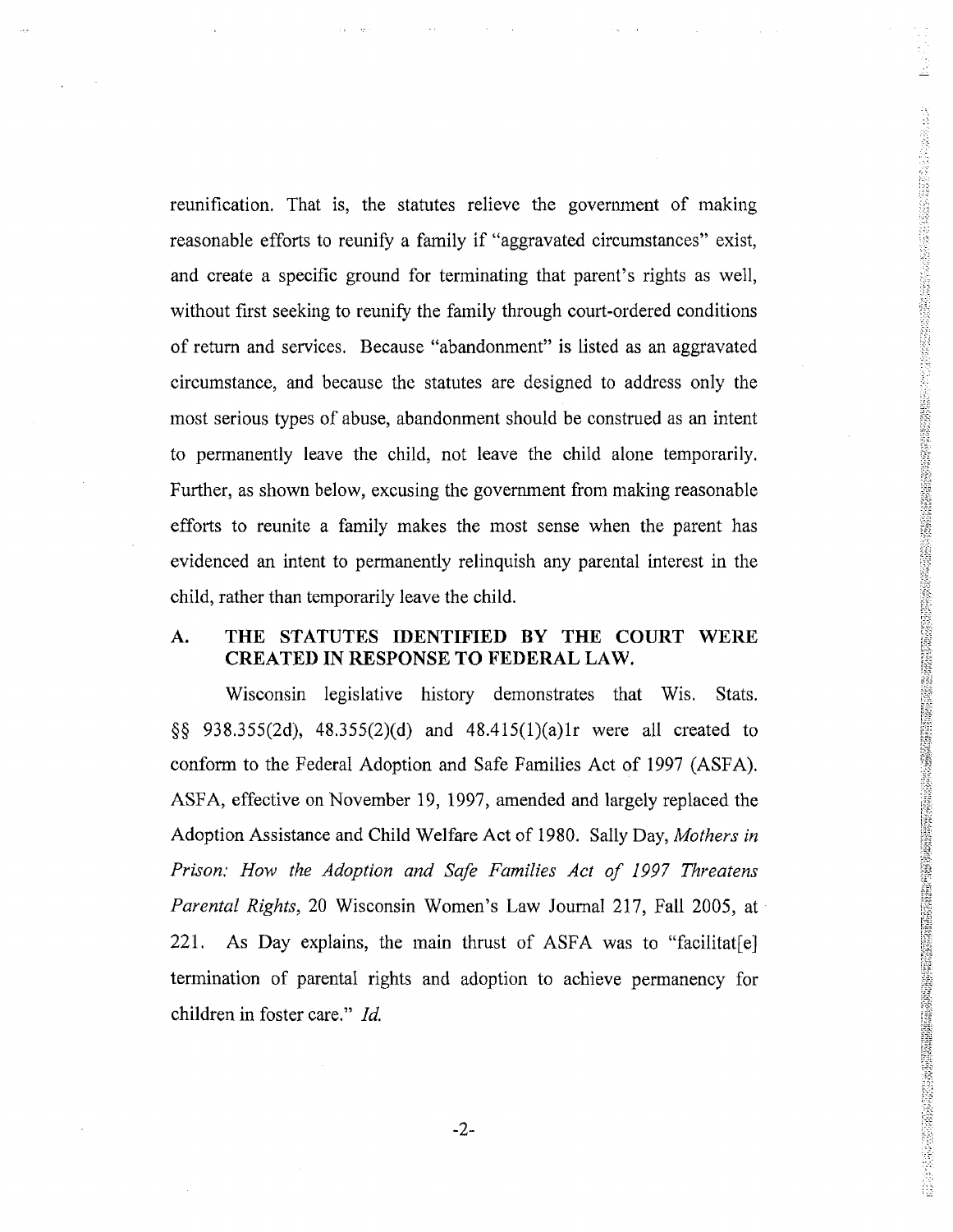reunification. That is, the statutes relieve the government of making reasonable efforts to reunify a family if "aggravated circumstances" exist, and create a specific ground for terminating that parent's rights as well, without first seeking to reunify the family through court-ordered conditions of return and services. Because "abandonment" is listed as an aggravated circumstance, and because the statutes are designed to address only the most serious types of abuse, abandonment should be construed as an intent to permanently leave the child, not leave the child alone temporarily. Further, as shown below, excusing the government from making reasonable efforts to reunite a family makes the most sense when the parent has evidenced an intent to permanently relinquish any parental interest in the child, rather than temporarily leave the child.

## A. THE STATUTES IDENTIFIED BY THE COURT WERE CREATED IN RESPONSE TO FEDERAL LAW.

Wisconsin legislative history demonstrates that Wis. Stats. §§ 938.355(2d), 48.355(2)(d) and 48.415(1)(a)1r were all created to conform to the Federal Adoption and Safe Families Act of 1997 (ASFA). ASFA, effective on November 19, 1997, amended and largely replaced the Adoption Assistance and Child Welfare Act of 1980. Sally Day, *Mothers in Prison: How the Adoption and Safe Families Act of 1997 Threatens Parental Rights*, 20 Wisconsin Women's Law Journal 217, Fall 2005, at 221. As Day explains, the main thrust of ASFA was to "facilitat[e] termination of parental rights and adoption to achieve permanency for children in foster care." *Id.*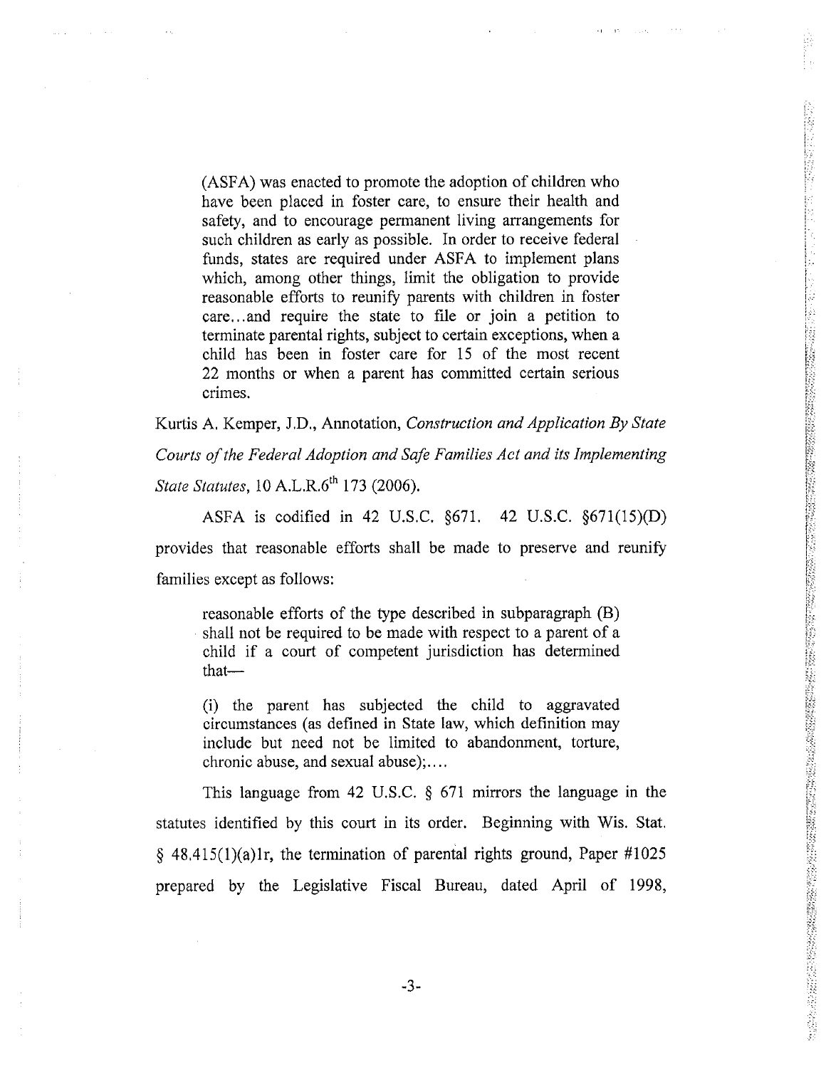> (ASFA) was enacted to promote the adoption of children who have been placed in foster care, to ensure their health and safety, and to encourage permanent living arrangements for such children as early as possible. In order to receive federal funds, states are required under ASFA to implement plans which, among other things, limit the obligation to provide reasonable efforts to reunify parents with children in foster care...and require the state to file or join a petition to terminate parental rights, subject to certain exceptions, when a child has been in foster care for 15 of the most recent 22 months or when a parent has committed certain serious crimes.

Kurtis A. Kemper, J.D., Annotation, *Construction and Application By State Courts of the Federal Adoption and Safe Families Act and its Implementing State Statutes*, 10 A.L.R.6th 173 (2006).

ASFA is codified in 42 U.S.C. §671. 42 U.S.C. §671(15)(D) provides that reasonable efforts shall be made to preserve and reunify families except as follows:

> reasonable efforts of the type described in subparagraph (B) shall not be required to be made with respect to a parent of a child if a court of competent jurisdiction has determined that—
>
> (i) the parent has subjected the child to aggravated circumstances (as defined in State law, which definition may include but need not be limited to abandonment, torture, chronic abuse, and sexual abuse);....

This language from 42 U.S.C. § 671 mirrors the language in the statutes identified by this court in its order. Beginning with Wis. Stat. § 48.415(1)(a)1r, the termination of parental rights ground, Paper #1025 prepared by the Legislative Fiscal Bureau, dated April of 1998,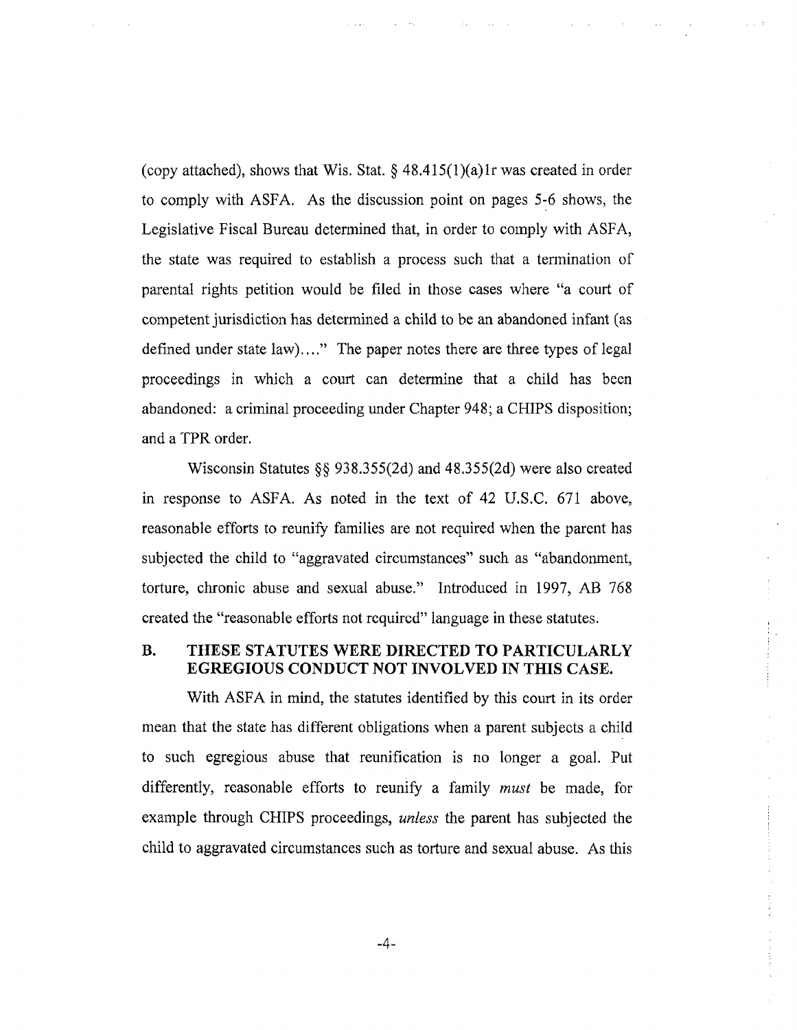(copy attached), shows that Wis. Stat. § 48.415(1)(a)1r was created in order to comply with ASFA. As the discussion point on pages 5-6 shows, the Legislative Fiscal Bureau determined that, in order to comply with ASFA, the state was required to establish a process such that a termination of parental rights petition would be filed in those cases where "a court of competent jurisdiction has determined a child to be an abandoned infant (as defined under state law)...." The paper notes there are three types of legal proceedings in which a court can determine that a child has been abandoned: a criminal proceeding under Chapter 948; a CHIPS disposition; and a TPR order.

Wisconsin Statutes §§ 938.355(2d) and 48.355(2d) were also created in response to ASFA. As noted in the text of 42 U.S.C. 671 above, reasonable efforts to reunify families are not required when the parent has subjected the child to "aggravated circumstances" such as "abandonment, torture, chronic abuse and sexual abuse." Introduced in 1997, AB 768 created the "reasonable efforts not required" language in these statutes.

## B. THESE STATUTES WERE DIRECTED TO PARTICULARLY EGREGIOUS CONDUCT NOT INVOLVED IN THIS CASE.

With ASFA in mind, the statutes identified by this court in its order mean that the state has different obligations when a parent subjects a child to such egregious abuse that reunification is no longer a goal. Put differently, reasonable efforts to reunify a family *must* be made, for example through CHIPS proceedings, *unless* the parent has subjected the child to aggravated circumstances such as torture and sexual abuse. As this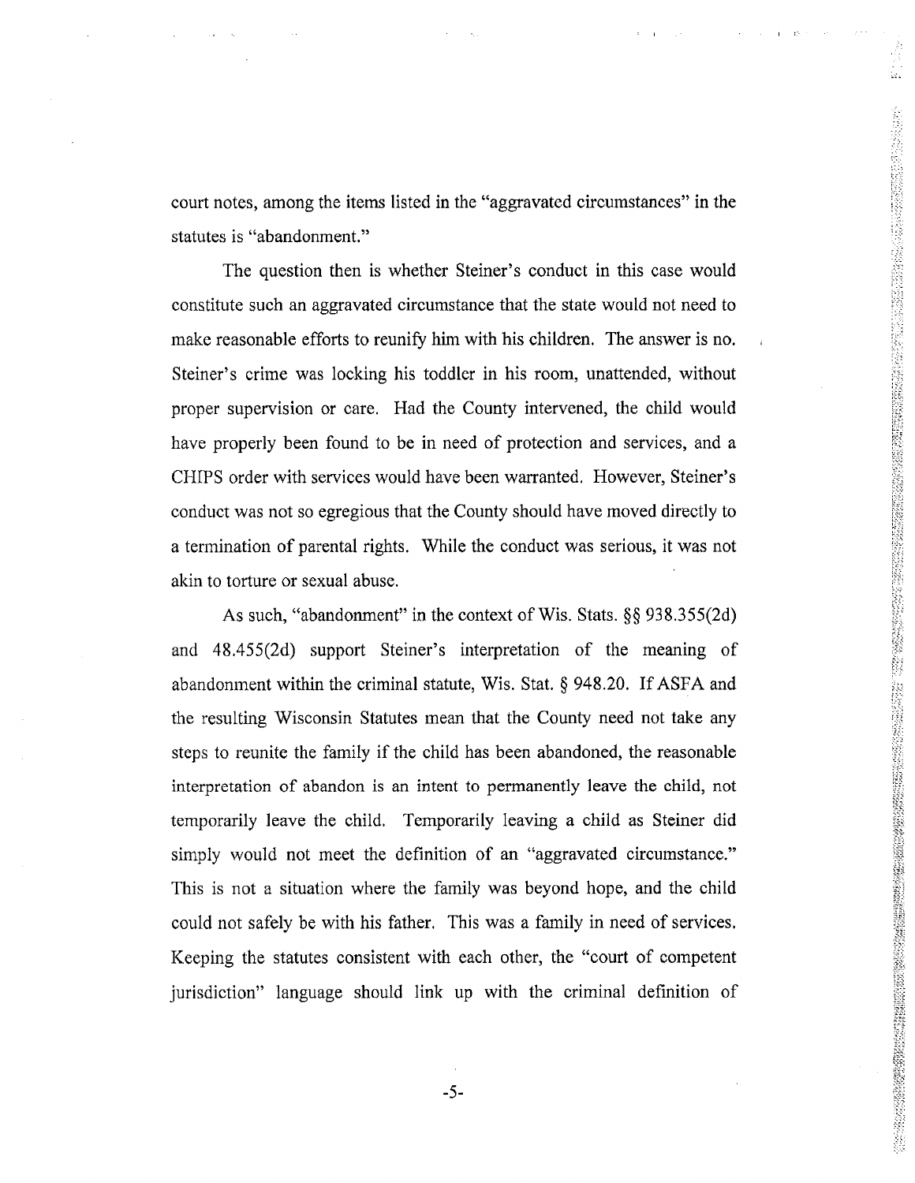court notes, among the items listed in the "aggravated circumstances" in the statutes is "abandonment."

The question then is whether Steiner's conduct in this case would constitute such an aggravated circumstance that the state would not need to make reasonable efforts to reunify him with his children. The answer is no. Steiner's crime was locking his toddler in his room, unattended, without proper supervision or care. Had the County intervened, the child would have properly been found to be in need of protection and services, and a CHIPS order with services would have been warranted. However, Steiner's conduct was not so egregious that the County should have moved directly to a termination of parental rights. While the conduct was serious, it was not akin to torture or sexual abuse.

As such, "abandonment" in the context of Wis. Stats. §§ 938.355(2d) and 48.455(2d) support Steiner's interpretation of the meaning of abandonment within the criminal statute, Wis. Stat. § 948.20. If ASFA and the resulting Wisconsin Statutes mean that the County need not take any steps to reunite the family if the child has been abandoned, the reasonable interpretation of abandon is an intent to permanently leave the child, not temporarily leave the child. Temporarily leaving a child as Steiner did simply would not meet the definition of an "aggravated circumstance." This is not a situation where the family was beyond hope, and the child could not safely be with his father. This was a family in need of services. Keeping the statutes consistent with each other, the "court of competent jurisdiction" language should link up with the criminal definition of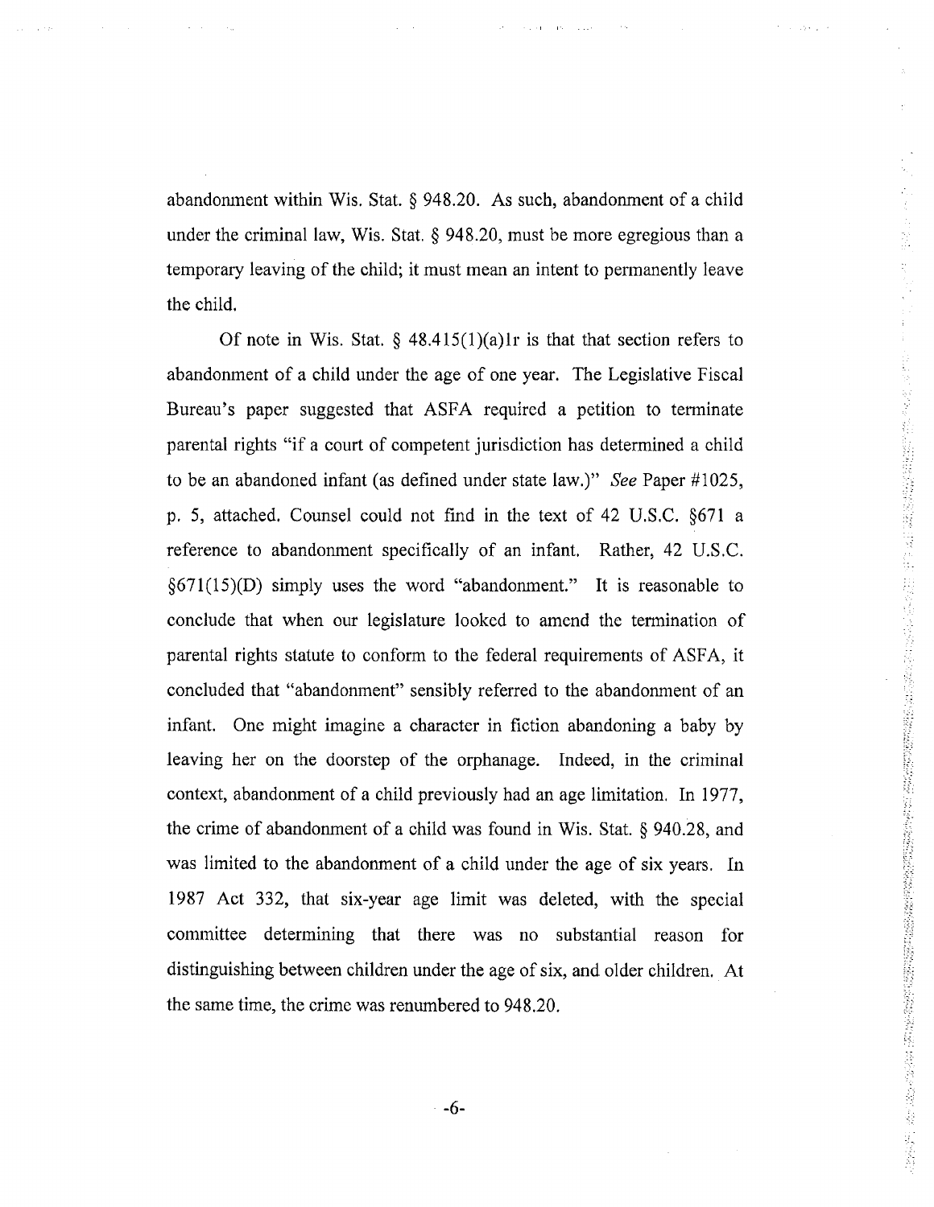abandonment within Wis. Stat. § 948.20. As such, abandonment of a child under the criminal law, Wis. Stat. § 948.20, must be more egregious than a temporary leaving of the child; it must mean an intent to permanently leave the child.

Of note in Wis. Stat. § 48.415(1)(a)1r is that that section refers to abandonment of a child under the age of one year. The Legislative Fiscal Bureau's paper suggested that ASFA required a petition to terminate parental rights "if a court of competent jurisdiction has determined a child to be an abandoned infant (as defined under state law.)" *See* Paper #1025, p. 5, attached. Counsel could not find in the text of 42 U.S.C. §671 a reference to abandonment specifically of an infant. Rather, 42 U.S.C. §671(15)(D) simply uses the word "abandonment." It is reasonable to conclude that when our legislature looked to amend the termination of parental rights statute to conform to the federal requirements of ASFA, it concluded that "abandonment" sensibly referred to the abandonment of an infant. One might imagine a character in fiction abandoning a baby by leaving her on the doorstep of the orphanage. Indeed, in the criminal context, abandonment of a child previously had an age limitation. In 1977, the crime of abandonment of a child was found in Wis. Stat. § 940.28, and was limited to the abandonment of a child under the age of six years. In 1987 Act 332, that six-year age limit was deleted, with the special committee determining that there was no substantial reason for distinguishing between children under the age of six, and older children. At the same time, the crime was renumbered to 948.20.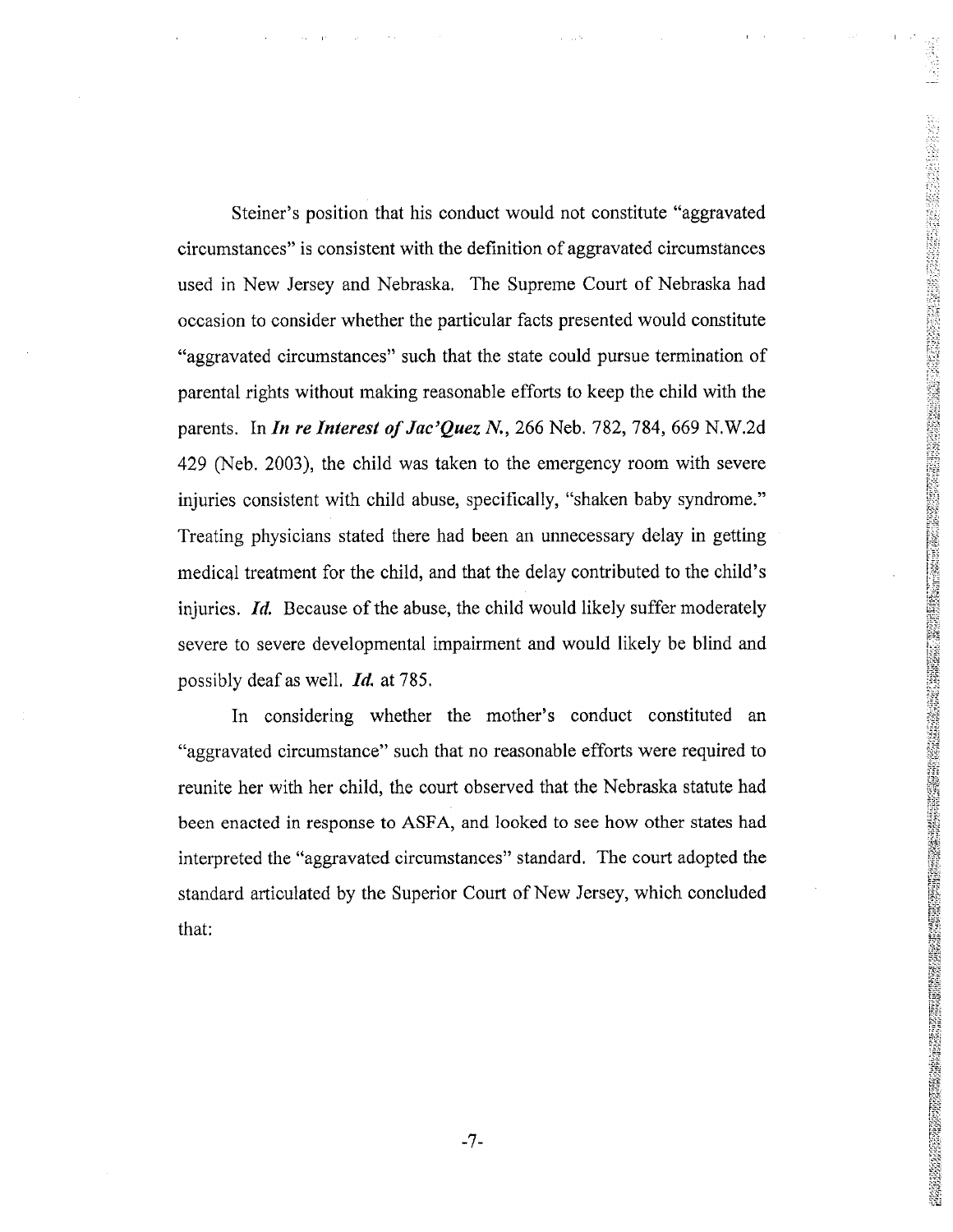Steiner's position that his conduct would not constitute "aggravated circumstances" is consistent with the definition of aggravated circumstances used in New Jersey and Nebraska. The Supreme Court of Nebraska had occasion to consider whether the particular facts presented would constitute "aggravated circumstances" such that the state could pursue termination of parental rights without making reasonable efforts to keep the child with the parents. In ***In re Interest of Jac'Quez N.***, 266 Neb. 782, 784, 669 N.W.2d 429 (Neb. 2003), the child was taken to the emergency room with severe injuries consistent with child abuse, specifically, "shaken baby syndrome." Treating physicians stated there had been an unnecessary delay in getting medical treatment for the child, and that the delay contributed to the child's injuries. ***Id.*** Because of the abuse, the child would likely suffer moderately severe to severe developmental impairment and would likely be blind and possibly deaf as well. ***Id.*** at 785.

In considering whether the mother's conduct constituted an "aggravated circumstance" such that no reasonable efforts were required to reunite her with her child, the court observed that the Nebraska statute had been enacted in response to ASFA, and looked to see how other states had interpreted the "aggravated circumstances" standard. The court adopted the standard articulated by the Superior Court of New Jersey, which concluded that: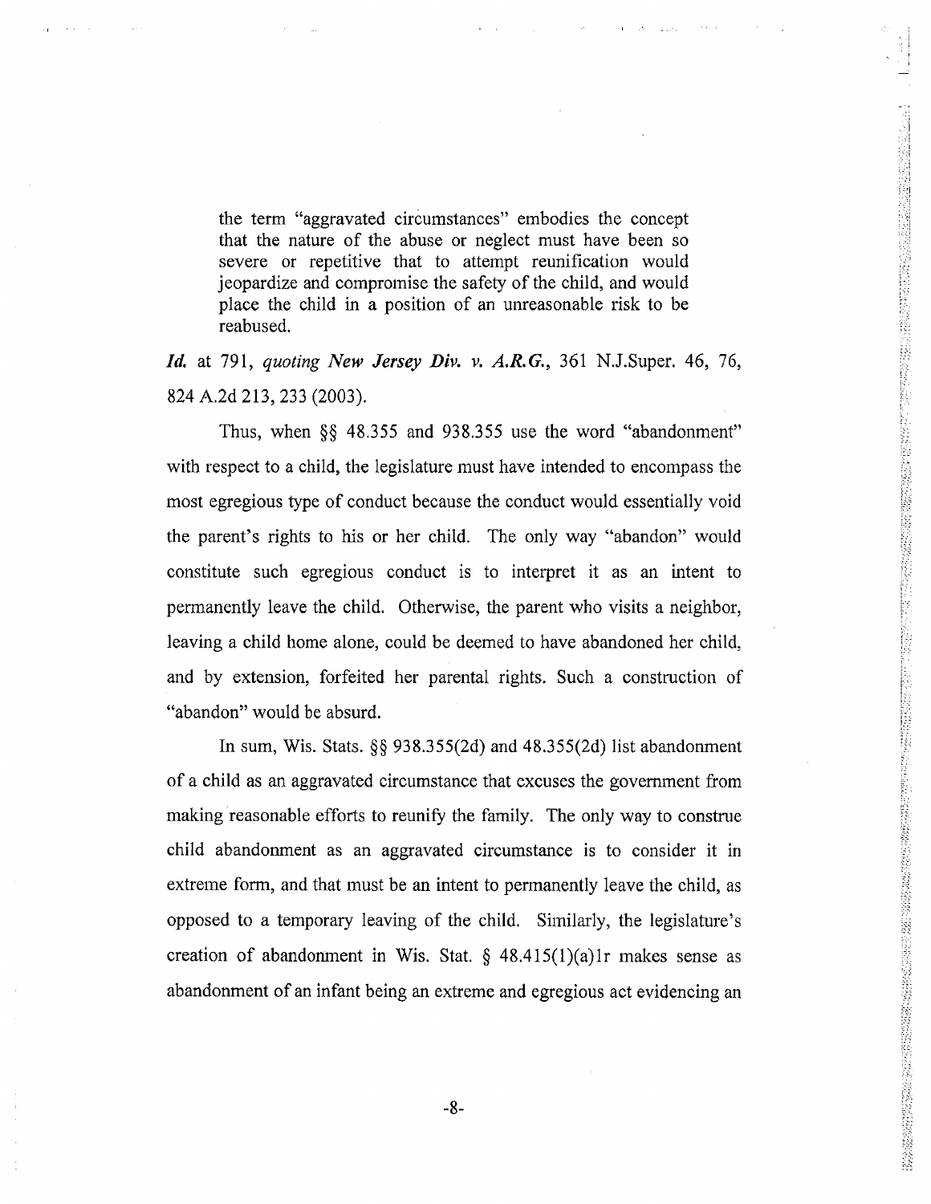> the term "aggravated circumstances" embodies the concept that the nature of the abuse or neglect must have been so severe or repetitive that to attempt reunification would jeopardize and compromise the safety of the child, and would place the child in a position of an unreasonable risk to be reabused.

*Id.* at 791, *quoting New Jersey Div. v. A.R.G.*, 361 N.J.Super. 46, 76, 824 A.2d 213, 233 (2003).

Thus, when §§ 48.355 and 938.355 use the word "abandonment" with respect to a child, the legislature must have intended to encompass the most egregious type of conduct because the conduct would essentially void the parent's rights to his or her child. The only way "abandon" would constitute such egregious conduct is to interpret it as an intent to permanently leave the child. Otherwise, the parent who visits a neighbor, leaving a child home alone, could be deemed to have abandoned her child, and by extension, forfeited her parental rights. Such a construction of "abandon" would be absurd.

In sum, Wis. Stats. §§ 938.355(2d) and 48.355(2d) list abandonment of a child as an aggravated circumstance that excuses the government from making reasonable efforts to reunify the family. The only way to construe child abandonment as an aggravated circumstance is to consider it in extreme form, and that must be an intent to permanently leave the child, as opposed to a temporary leaving of the child. Similarly, the legislature's creation of abandonment in Wis. Stat. § 48.415(1)(a)1r makes sense as abandonment of an infant being an extreme and egregious act evidencing an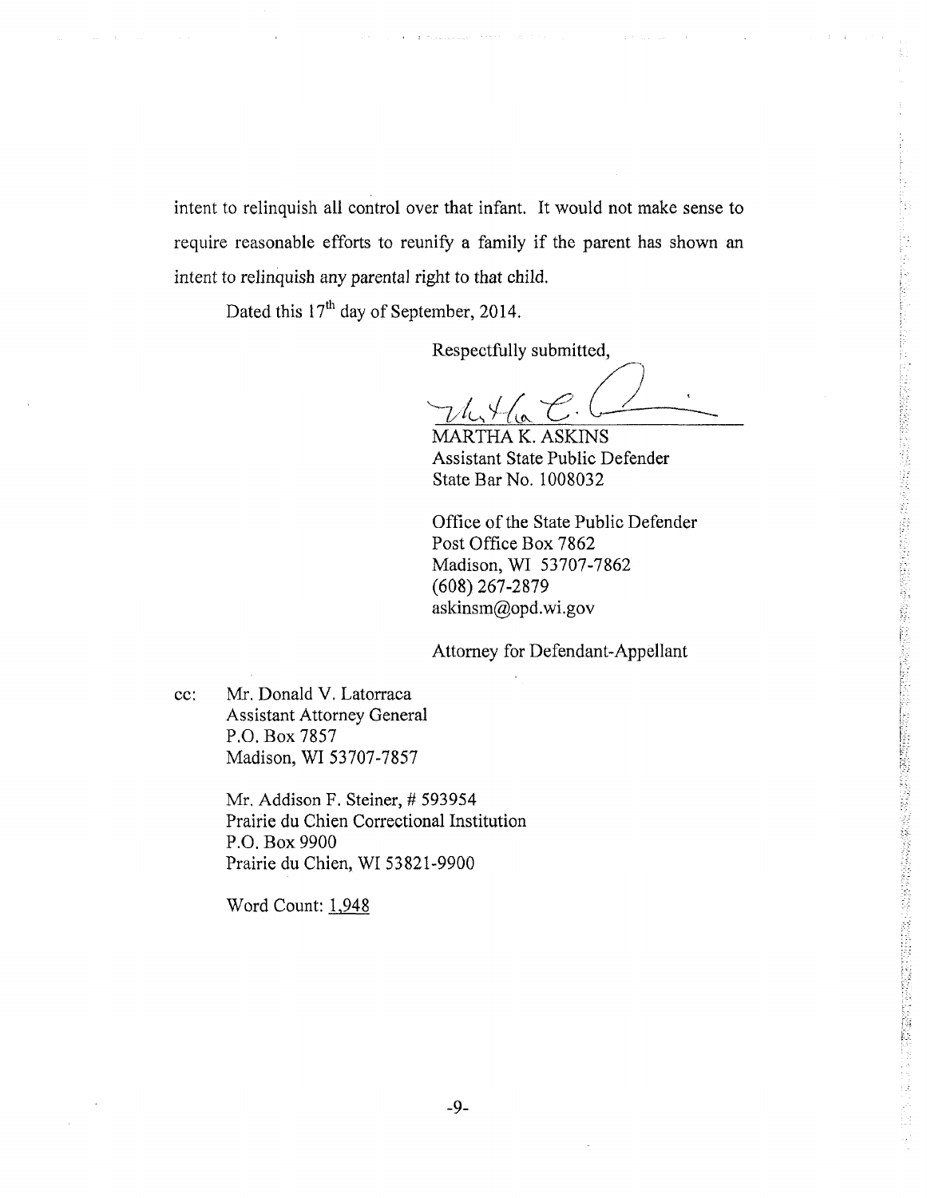intent to relinquish all control over that infant. It would not make sense to require reasonable efforts to reunify a family if the parent has shown an intent to relinquish any parental right to that child.

Dated this 17th day of September, 2014.

Respectfully submitted,

MARTHA K. ASKINS
Assistant State Public Defender
State Bar No. 1008032

Office of the State Public Defender
Post Office Box 7862
Madison, WI 53707-7862
(608) 267-2879
askinsm@opd.wi.gov

Attorney for Defendant-Appellant

cc: Mr. Donald V. Latorraca
Assistant Attorney General
P.O. Box 7857
Madison, WI 53707-7857

Mr. Addison F. Steiner, # 593954
Prairie du Chien Correctional Institution
P.O. Box 9900
Prairie du Chien, WI 53821-9900

Word Count: 1,948